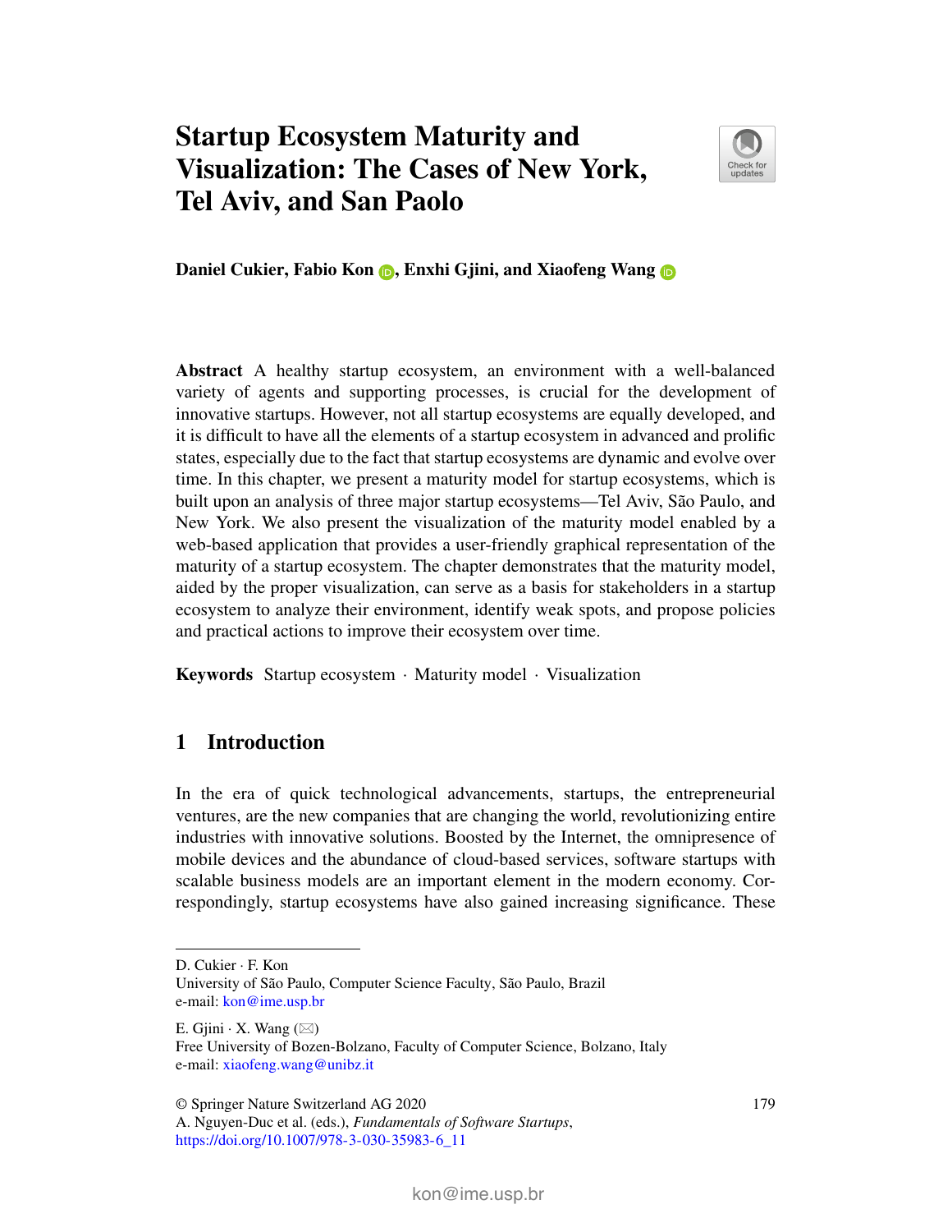# Startup Ecosystem Maturity and Visualization: The Cases of New York, Tel Aviv, and San Paolo

**Daniel Cukier, Fabio Kon, Enxhi Gjini, and Xiaofeng Wang**

**Abstract** A healthy startup ecosystem, an environment with a well-balanced variety of agents and supporting processes, is crucial for the development of innovative startups. However, not all startup ecosystems are equally developed, and it is difficult to have all the elements of a startup ecosystem in advanced and prolific states, especially due to the fact that startup ecosystems are dynamic and evolve over time. In this chapter, we present a maturity model for startup ecosystems, which is built upon an analysis of three major startup ecosystems—Tel Aviv, São Paulo, and New York. We also present the visualization of the maturity model enabled by a web-based application that provides a user-friendly graphical representation of the maturity of a startup ecosystem. The chapter demonstrates that the maturity model, aided by the proper visualization, can serve as a basis for stakeholders in a startup ecosystem to analyze their environment, identify weak spots, and propose policies and practical actions to improve their ecosystem over time.

**Keywords** Startup ecosystem · Maturity model · Visualization

## 1 Introduction

In the era of quick technological advancements, startups, the entrepreneurial ventures, are the new companies that are changing the world, revolutionizing entire industries with innovative solutions. Boosted by the Internet, the omnipresence of mobile devices and the abundance of cloud-based services, software startups with scalable business models are an important element in the modern economy. Correspondingly, startup ecosystems have also gained increasing significance. These

---

D. Cukier · F. Kon
University of São Paulo, Computer Science Faculty, São Paulo, Brazil
e-mail: kon@ime.usp.br

E. Gjini · X. Wang (✉)
Free University of Bozen-Bolzano, Faculty of Computer Science, Bolzano, Italy
e-mail: xiaofeng.wang@unibz.it

© Springer Nature Switzerland AG 2020
A. Nguyen-Duc et al. (eds.), *Fundamentals of Software Startups*,
https://doi.org/10.1007/978-3-030-35983-6_11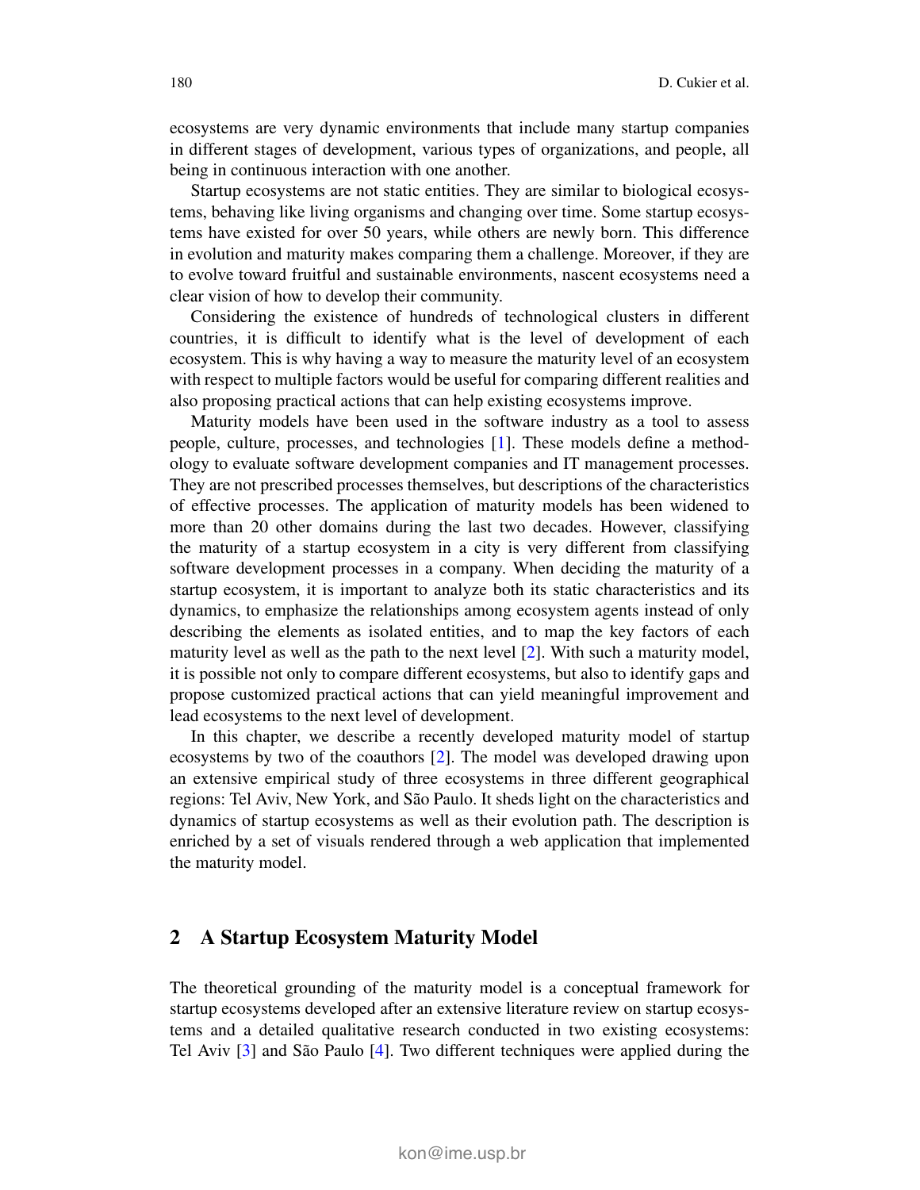ecosystems are very dynamic environments that include many startup companies in different stages of development, various types of organizations, and people, all being in continuous interaction with one another.

Startup ecosystems are not static entities. They are similar to biological ecosystems, behaving like living organisms and changing over time. Some startup ecosystems have existed for over 50 years, while others are newly born. This difference in evolution and maturity makes comparing them a challenge. Moreover, if they are to evolve toward fruitful and sustainable environments, nascent ecosystems need a clear vision of how to develop their community.

Considering the existence of hundreds of technological clusters in different countries, it is difficult to identify what is the level of development of each ecosystem. This is why having a way to measure the maturity level of an ecosystem with respect to multiple factors would be useful for comparing different realities and also proposing practical actions that can help existing ecosystems improve.

Maturity models have been used in the software industry as a tool to assess people, culture, processes, and technologies [1]. These models define a methodology to evaluate software development companies and IT management processes. They are not prescribed processes themselves, but descriptions of the characteristics of effective processes. The application of maturity models has been widened to more than 20 other domains during the last two decades. However, classifying the maturity of a startup ecosystem in a city is very different from classifying software development processes in a company. When deciding the maturity of a startup ecosystem, it is important to analyze both its static characteristics and its dynamics, to emphasize the relationships among ecosystem agents instead of only describing the elements as isolated entities, and to map the key factors of each maturity level as well as the path to the next level [2]. With such a maturity model, it is possible not only to compare different ecosystems, but also to identify gaps and propose customized practical actions that can yield meaningful improvement and lead ecosystems to the next level of development.

In this chapter, we describe a recently developed maturity model of startup ecosystems by two of the coauthors [2]. The model was developed drawing upon an extensive empirical study of three ecosystems in three different geographical regions: Tel Aviv, New York, and São Paulo. It sheds light on the characteristics and dynamics of startup ecosystems as well as their evolution path. The description is enriched by a set of visuals rendered through a web application that implemented the maturity model.

## 2 A Startup Ecosystem Maturity Model

The theoretical grounding of the maturity model is a conceptual framework for startup ecosystems developed after an extensive literature review on startup ecosystems and a detailed qualitative research conducted in two existing ecosystems: Tel Aviv [3] and São Paulo [4]. Two different techniques were applied during the

kon@ime.usp.br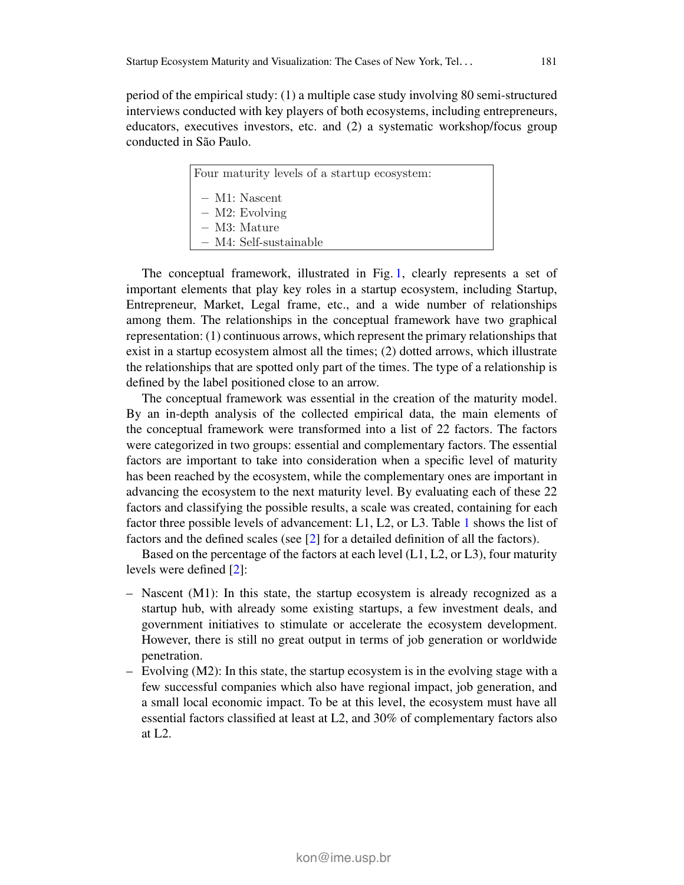period of the empirical study: (1) a multiple case study involving 80 semi-structured interviews conducted with key players of both ecosystems, including entrepreneurs, educators, executives investors, etc. and (2) a systematic workshop/focus group conducted in São Paulo.

> Four maturity levels of a startup ecosystem:
>
> – M1: Nascent
> – M2: Evolving
> – M3: Mature
> – M4: Self-sustainable

The conceptual framework, illustrated in Fig. 1, clearly represents a set of important elements that play key roles in a startup ecosystem, including Startup, Entrepreneur, Market, Legal frame, etc., and a wide number of relationships among them. The relationships in the conceptual framework have two graphical representation: (1) continuous arrows, which represent the primary relationships that exist in a startup ecosystem almost all the times; (2) dotted arrows, which illustrate the relationships that are spotted only part of the times. The type of a relationship is defined by the label positioned close to an arrow.

The conceptual framework was essential in the creation of the maturity model. By an in-depth analysis of the collected empirical data, the main elements of the conceptual framework were transformed into a list of 22 factors. The factors were categorized in two groups: essential and complementary factors. The essential factors are important to take into consideration when a specific level of maturity has been reached by the ecosystem, while the complementary ones are important in advancing the ecosystem to the next maturity level. By evaluating each of these 22 factors and classifying the possible results, a scale was created, containing for each factor three possible levels of advancement: L1, L2, or L3. Table 1 shows the list of factors and the defined scales (see [2] for a detailed definition of all the factors).

Based on the percentage of the factors at each level (L1, L2, or L3), four maturity levels were defined [2]:

– Nascent (M1): In this state, the startup ecosystem is already recognized as a startup hub, with already some existing startups, a few investment deals, and government initiatives to stimulate or accelerate the ecosystem development. However, there is still no great output in terms of job generation or worldwide penetration.
– Evolving (M2): In this state, the startup ecosystem is in the evolving stage with a few successful companies which also have regional impact, job generation, and a small local economic impact. To be at this level, the ecosystem must have all essential factors classified at least at L2, and 30% of complementary factors also at L2.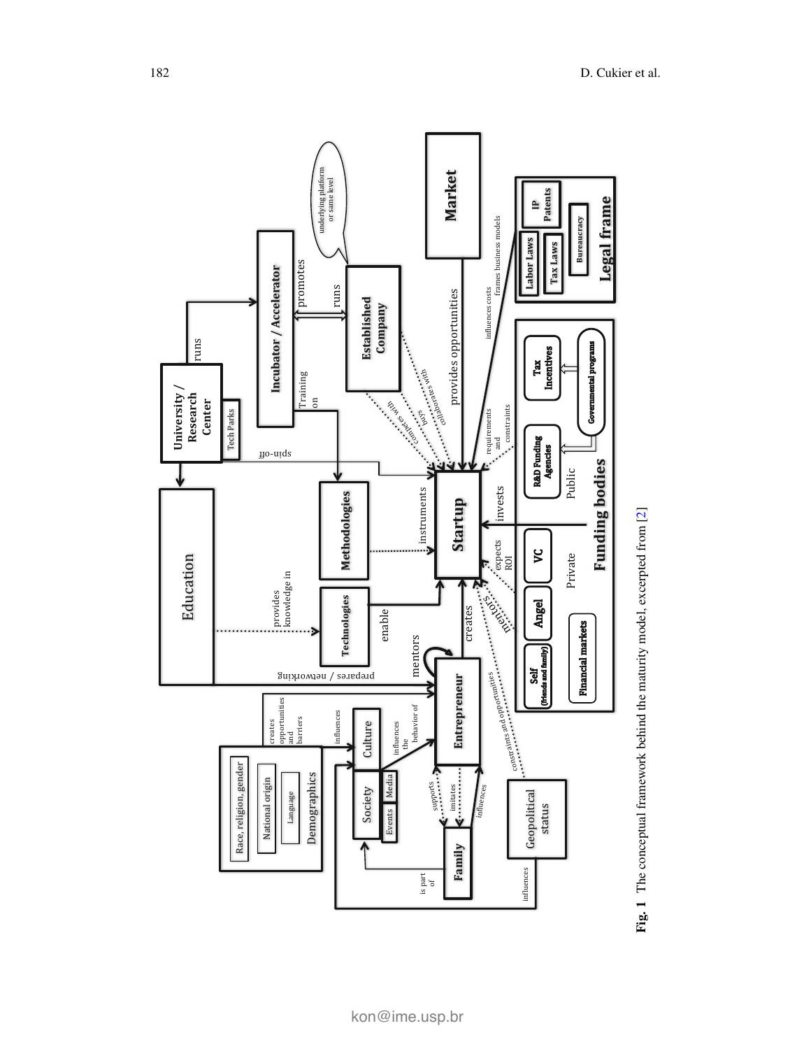**Fig. 1** The conceptual framework behind the maturity model, excerpted from [2]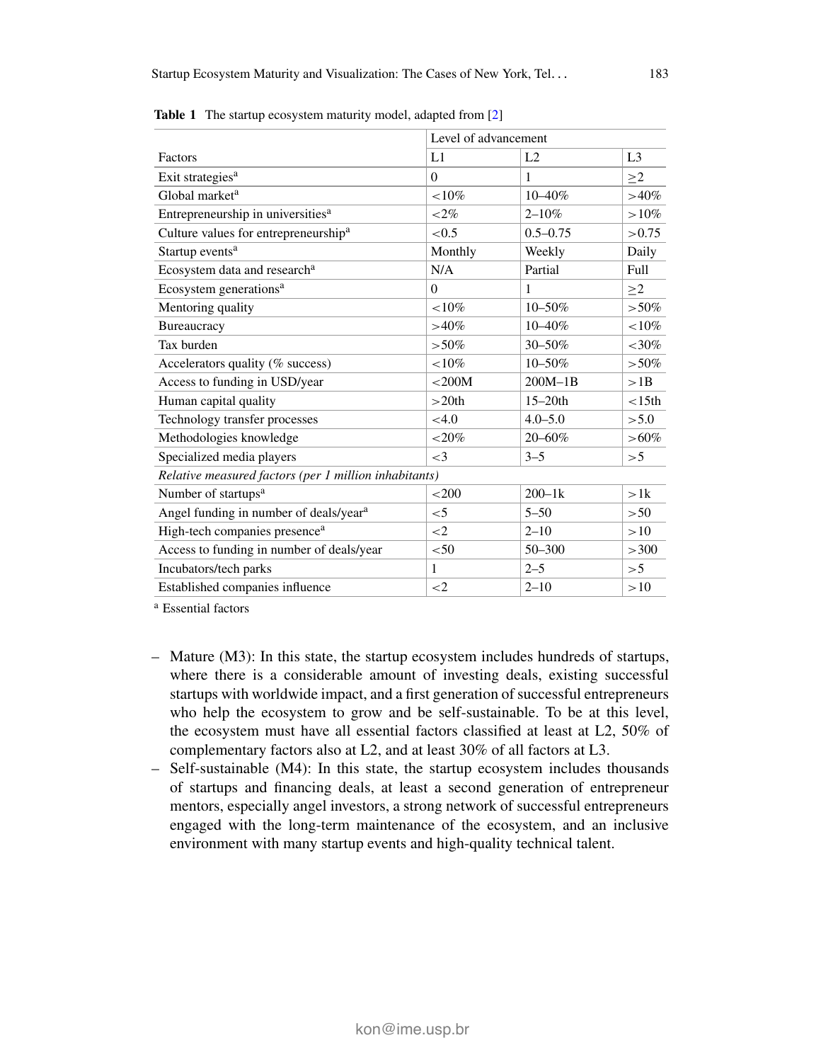**Table 1** The startup ecosystem maturity model, adapted from [2]

| | Level of advancement | | |
|---|---|---|---|
| Factors | L1 | L2 | L3 |
| Exit strategies[a] | 0 | 1 | ≥2 |
| Global market[a] | <10% | 10–40% | >40% |
| Entrepreneurship in universities[a] | <2% | 2–10% | >10% |
| Culture values for entrepreneurship[a] | <0.5 | 0.5–0.75 | >0.75 |
| Startup events[a] | Monthly | Weekly | Daily |
| Ecosystem data and research[a] | N/A | Partial | Full |
| Ecosystem generations[a] | 0 | 1 | ≥2 |
| Mentoring quality | <10% | 10–50% | >50% |
| Bureaucracy | >40% | 10–40% | <10% |
| Tax burden | >50% | 30–50% | <30% |
| Accelerators quality (% success) | <10% | 10–50% | >50% |
| Access to funding in USD/year | <200M | 200M–1B | >1B |
| Human capital quality | >20th | 15–20th | <15th |
| Technology transfer processes | <4.0 | 4.0–5.0 | >5.0 |
| Methodologies knowledge | <20% | 20–60% | >60% |
| Specialized media players | <3 | 3–5 | >5 |
| *Relative measured factors (per 1 million inhabitants)* | | | |
| Number of startups[a] | <200 | 200–1k | >1k |
| Angel funding in number of deals/year[a] | <5 | 5–50 | >50 |
| High-tech companies presence[a] | <2 | 2–10 | >10 |
| Access to funding in number of deals/year | <50 | 50–300 | >300 |
| Incubators/tech parks | 1 | 2–5 | >5 |
| Established companies influence | <2 | 2–10 | >10 |

[a] Essential factors

- Mature (M3): In this state, the startup ecosystem includes hundreds of startups, where there is a considerable amount of investing deals, existing successful startups with worldwide impact, and a first generation of successful entrepreneurs who help the ecosystem to grow and be self-sustainable. To be at this level, the ecosystem must have all essential factors classified at least at L2, 50% of complementary factors also at L2, and at least 30% of all factors at L3.
- Self-sustainable (M4): In this state, the startup ecosystem includes thousands of startups and financing deals, at least a second generation of entrepreneur mentors, especially angel investors, a strong network of successful entrepreneurs engaged with the long-term maintenance of the ecosystem, and an inclusive environment with many startup events and high-quality technical talent.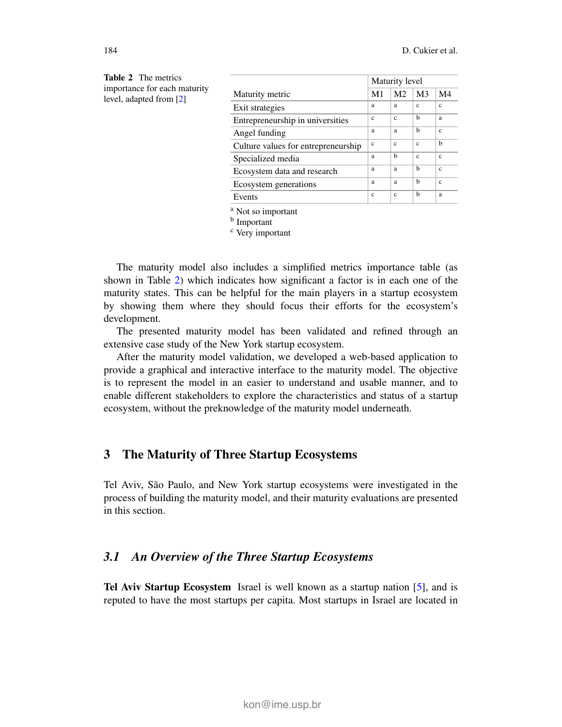**Table 2** The metrics importance for each maturity level, adapted from [2]

| Maturity metric | Maturity level | | | |
|---|---|---|---|---|
| | M1 | M2 | M3 | M4 |
| Exit strategies | a | a | c | c |
| Entrepreneurship in universities | c | c | b | a |
| Angel funding | a | a | b | c |
| Culture values for entrepreneurship | c | c | c | b |
| Specialized media | a | b | c | c |
| Ecosystem data and research | a | a | b | c |
| Ecosystem generations | a | a | b | c |
| Events | c | c | b | a |

[a] Not so important
[b] Important
[c] Very important

The maturity model also includes a simplified metrics importance table (as shown in Table 2) which indicates how significant a factor is in each one of the maturity states. This can be helpful for the main players in a startup ecosystem by showing them where they should focus their efforts for the ecosystem's development.

The presented maturity model has been validated and refined through an extensive case study of the New York startup ecosystem.

After the maturity model validation, we developed a web-based application to provide a graphical and interactive interface to the maturity model. The objective is to represent the model in an easier to understand and usable manner, and to enable different stakeholders to explore the characteristics and status of a startup ecosystem, without the preknowledge of the maturity model underneath.

## 3 The Maturity of Three Startup Ecosystems

Tel Aviv, São Paulo, and New York startup ecosystems were investigated in the process of building the maturity model, and their maturity evaluations are presented in this section.

### *3.1 An Overview of the Three Startup Ecosystems*

**Tel Aviv Startup Ecosystem** Israel is well known as a startup nation [5], and is reputed to have the most startups per capita. Most startups in Israel are located in

kon@ime.usp.br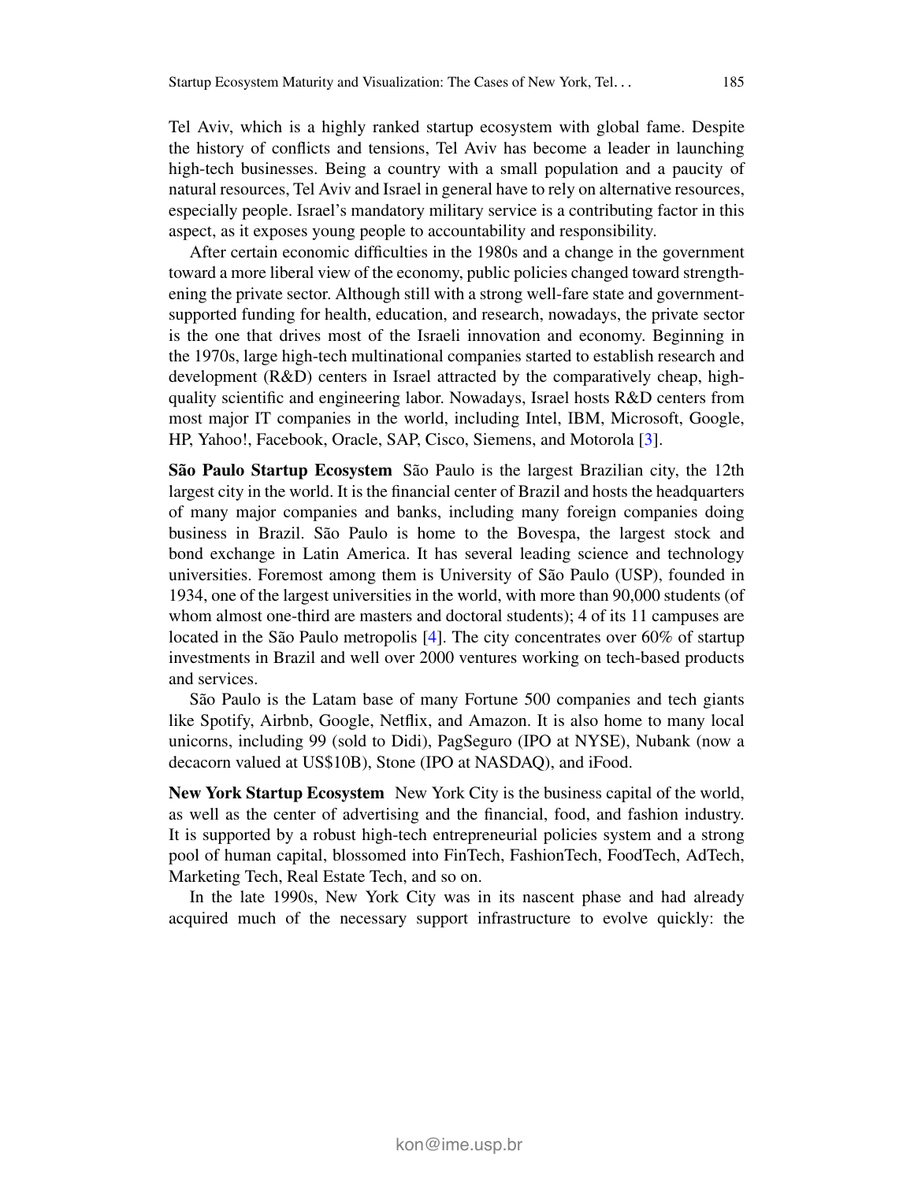Tel Aviv, which is a highly ranked startup ecosystem with global fame. Despite the history of conflicts and tensions, Tel Aviv has become a leader in launching high-tech businesses. Being a country with a small population and a paucity of natural resources, Tel Aviv and Israel in general have to rely on alternative resources, especially people. Israel's mandatory military service is a contributing factor in this aspect, as it exposes young people to accountability and responsibility.

After certain economic difficulties in the 1980s and a change in the government toward a more liberal view of the economy, public policies changed toward strengthening the private sector. Although still with a strong well-fare state and government-supported funding for health, education, and research, nowadays, the private sector is the one that drives most of the Israeli innovation and economy. Beginning in the 1970s, large high-tech multinational companies started to establish research and development (R&D) centers in Israel attracted by the comparatively cheap, high-quality scientific and engineering labor. Nowadays, Israel hosts R&D centers from most major IT companies in the world, including Intel, IBM, Microsoft, Google, HP, Yahoo!, Facebook, Oracle, SAP, Cisco, Siemens, and Motorola [3].

**São Paulo Startup Ecosystem** São Paulo is the largest Brazilian city, the 12th largest city in the world. It is the financial center of Brazil and hosts the headquarters of many major companies and banks, including many foreign companies doing business in Brazil. São Paulo is home to the Bovespa, the largest stock and bond exchange in Latin America. It has several leading science and technology universities. Foremost among them is University of São Paulo (USP), founded in 1934, one of the largest universities in the world, with more than 90,000 students (of whom almost one-third are masters and doctoral students); 4 of its 11 campuses are located in the São Paulo metropolis [4]. The city concentrates over 60% of startup investments in Brazil and well over 2000 ventures working on tech-based products and services.

São Paulo is the Latam base of many Fortune 500 companies and tech giants like Spotify, Airbnb, Google, Netflix, and Amazon. It is also home to many local unicorns, including 99 (sold to Didi), PagSeguro (IPO at NYSE), Nubank (now a decacorn valued at US$10B), Stone (IPO at NASDAQ), and iFood.

**New York Startup Ecosystem** New York City is the business capital of the world, as well as the center of advertising and the financial, food, and fashion industry. It is supported by a robust high-tech entrepreneurial policies system and a strong pool of human capital, blossomed into FinTech, FashionTech, FoodTech, AdTech, Marketing Tech, Real Estate Tech, and so on.

In the late 1990s, New York City was in its nascent phase and had already acquired much of the necessary support infrastructure to evolve quickly: the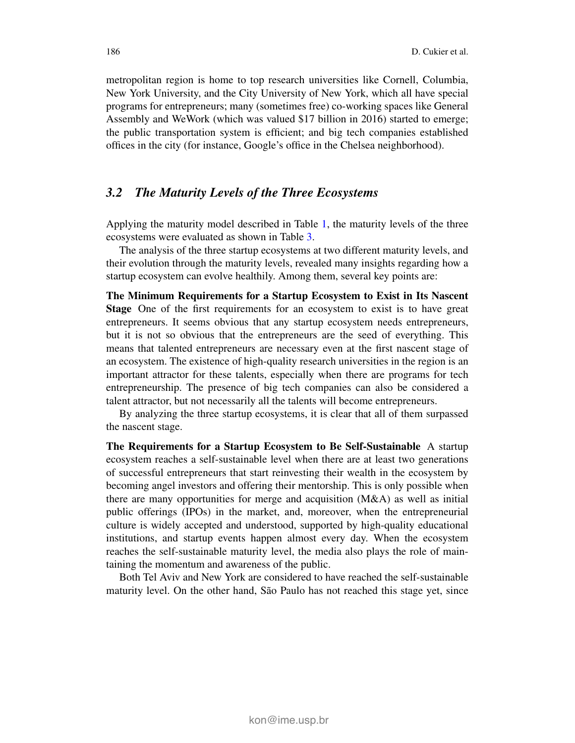metropolitan region is home to top research universities like Cornell, Columbia, New York University, and the City University of New York, which all have special programs for entrepreneurs; many (sometimes free) co-working spaces like General Assembly and WeWork (which was valued $17 billion in 2016) started to emerge; the public transportation system is efficient; and big tech companies established offices in the city (for instance, Google's office in the Chelsea neighborhood).

### 3.2 The Maturity Levels of the Three Ecosystems

Applying the maturity model described in Table 1, the maturity levels of the three ecosystems were evaluated as shown in Table 3.

The analysis of the three startup ecosystems at two different maturity levels, and their evolution through the maturity levels, revealed many insights regarding how a startup ecosystem can evolve healthily. Among them, several key points are:

**The Minimum Requirements for a Startup Ecosystem to Exist in Its Nascent Stage** One of the first requirements for an ecosystem to exist is to have great entrepreneurs. It seems obvious that any startup ecosystem needs entrepreneurs, but it is not so obvious that the entrepreneurs are the seed of everything. This means that talented entrepreneurs are necessary even at the first nascent stage of an ecosystem. The existence of high-quality research universities in the region is an important attractor for these talents, especially when there are programs for tech entrepreneurship. The presence of big tech companies can also be considered a talent attractor, but not necessarily all the talents will become entrepreneurs.

By analyzing the three startup ecosystems, it is clear that all of them surpassed the nascent stage.

**The Requirements for a Startup Ecosystem to Be Self-Sustainable** A startup ecosystem reaches a self-sustainable level when there are at least two generations of successful entrepreneurs that start reinvesting their wealth in the ecosystem by becoming angel investors and offering their mentorship. This is only possible when there are many opportunities for merge and acquisition (M&A) as well as initial public offerings (IPOs) in the market, and, moreover, when the entrepreneurial culture is widely accepted and understood, supported by high-quality educational institutions, and startup events happen almost every day. When the ecosystem reaches the self-sustainable maturity level, the media also plays the role of maintaining the momentum and awareness of the public.

Both Tel Aviv and New York are considered to have reached the self-sustainable maturity level. On the other hand, São Paulo has not reached this stage yet, since

kon@ime.usp.br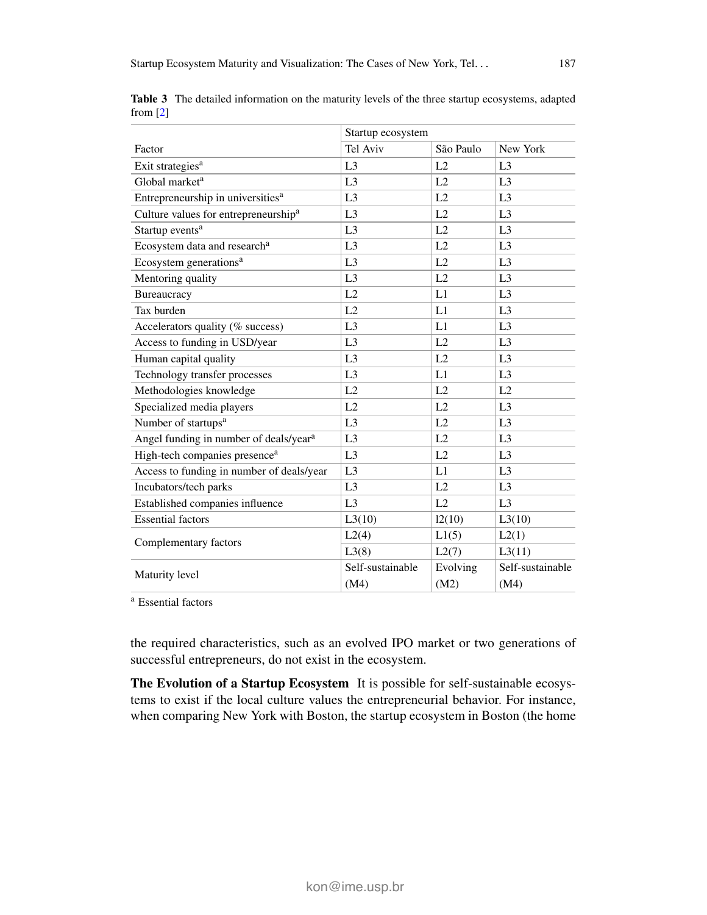**Table 3** The detailed information on the maturity levels of the three startup ecosystems, adapted from [2]

| Factor | Startup ecosystem | | |
|---|---|---|---|
| | Tel Aviv | São Paulo | New York |
| Exit strategies[a] | L3 | L2 | L3 |
| Global market[a] | L3 | L2 | L3 |
| Entrepreneurship in universities[a] | L3 | L2 | L3 |
| Culture values for entrepreneurship[a] | L3 | L2 | L3 |
| Startup events[a] | L3 | L2 | L3 |
| Ecosystem data and research[a] | L3 | L2 | L3 |
| Ecosystem generations[a] | L3 | L2 | L3 |
| Mentoring quality | L3 | L2 | L3 |
| Bureaucracy | L2 | L1 | L3 |
| Tax burden | L2 | L1 | L3 |
| Accelerators quality (% success) | L3 | L1 | L3 |
| Access to funding in USD/year | L3 | L2 | L3 |
| Human capital quality | L3 | L2 | L3 |
| Technology transfer processes | L3 | L1 | L3 |
| Methodologies knowledge | L2 | L2 | L2 |
| Specialized media players | L2 | L2 | L3 |
| Number of startups[a] | L3 | L2 | L3 |
| Angel funding in number of deals/year[a] | L3 | L2 | L3 |
| High-tech companies presence[a] | L3 | L2 | L3 |
| Access to funding in number of deals/year | L3 | L1 | L3 |
| Incubators/tech parks | L3 | L2 | L3 |
| Established companies influence | L3 | L2 | L3 |
| Essential factors | L3(10) | l2(10) | L3(10) |
| Complementary factors | L2(4) | L1(5) | L2(1) |
| | L3(8) | L2(7) | L3(11) |
| Maturity level | Self-sustainable (M4) | Evolving (M2) | Self-sustainable (M4) |

[a] Essential factors

the required characteristics, such as an evolved IPO market or two generations of successful entrepreneurs, do not exist in the ecosystem.

**The Evolution of a Startup Ecosystem** It is possible for self-sustainable ecosystems to exist if the local culture values the entrepreneurial behavior. For instance, when comparing New York with Boston, the startup ecosystem in Boston (the home

kon@ime.usp.br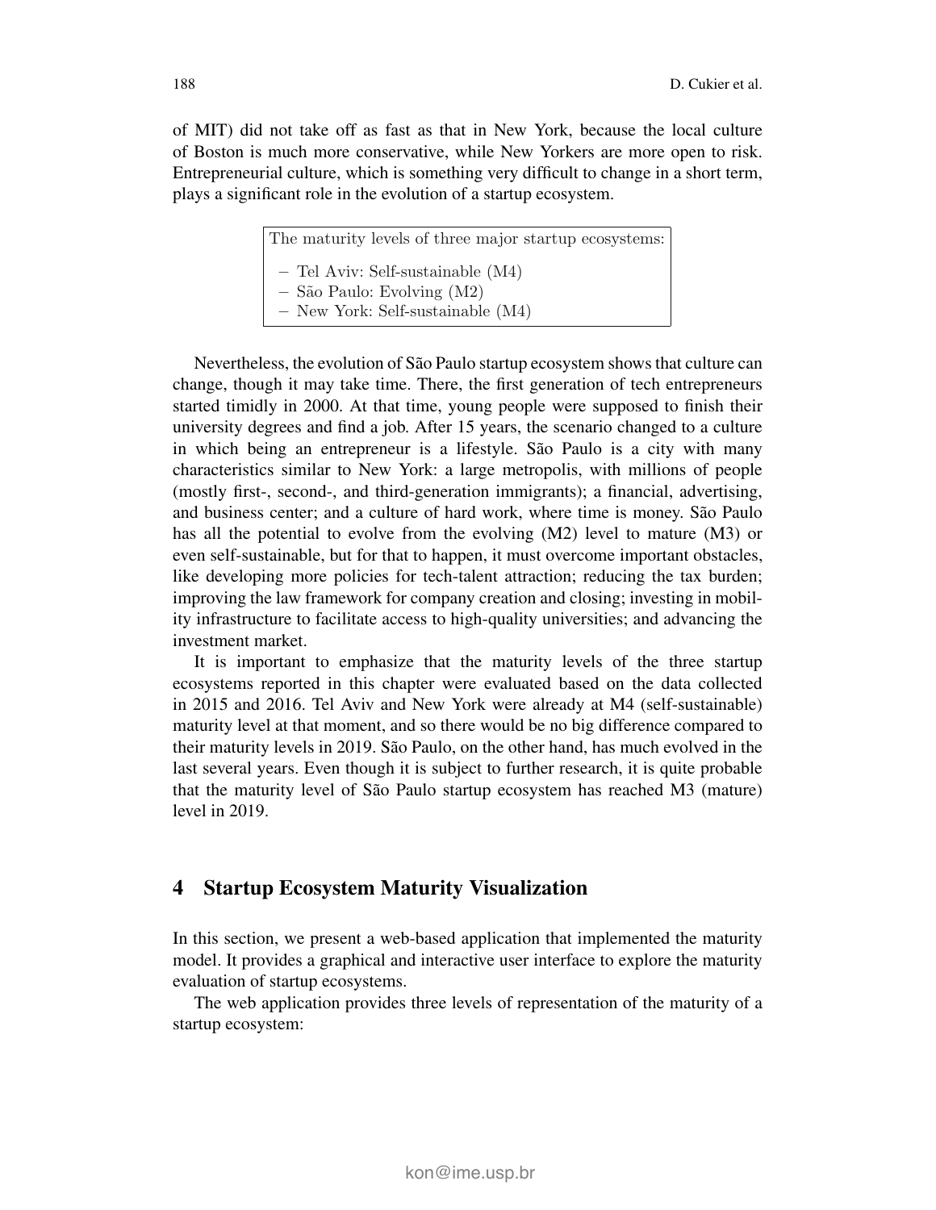of MIT) did not take off as fast as that in New York, because the local culture of Boston is much more conservative, while New Yorkers are more open to risk. Entrepreneurial culture, which is something very difficult to change in a short term, plays a significant role in the evolution of a startup ecosystem.

> The maturity levels of three major startup ecosystems:
>
> – Tel Aviv: Self-sustainable (M4)
> – São Paulo: Evolving (M2)
> – New York: Self-sustainable (M4)

Nevertheless, the evolution of São Paulo startup ecosystem shows that culture can change, though it may take time. There, the first generation of tech entrepreneurs started timidly in 2000. At that time, young people were supposed to finish their university degrees and find a job. After 15 years, the scenario changed to a culture in which being an entrepreneur is a lifestyle. São Paulo is a city with many characteristics similar to New York: a large metropolis, with millions of people (mostly first-, second-, and third-generation immigrants); a financial, advertising, and business center; and a culture of hard work, where time is money. São Paulo has all the potential to evolve from the evolving (M2) level to mature (M3) or even self-sustainable, but for that to happen, it must overcome important obstacles, like developing more policies for tech-talent attraction; reducing the tax burden; improving the law framework for company creation and closing; investing in mobility infrastructure to facilitate access to high-quality universities; and advancing the investment market.

It is important to emphasize that the maturity levels of the three startup ecosystems reported in this chapter were evaluated based on the data collected in 2015 and 2016. Tel Aviv and New York were already at M4 (self-sustainable) maturity level at that moment, and so there would be no big difference compared to their maturity levels in 2019. São Paulo, on the other hand, has much evolved in the last several years. Even though it is subject to further research, it is quite probable that the maturity level of São Paulo startup ecosystem has reached M3 (mature) level in 2019.

## 4 Startup Ecosystem Maturity Visualization

In this section, we present a web-based application that implemented the maturity model. It provides a graphical and interactive user interface to explore the maturity evaluation of startup ecosystems.

The web application provides three levels of representation of the maturity of a startup ecosystem: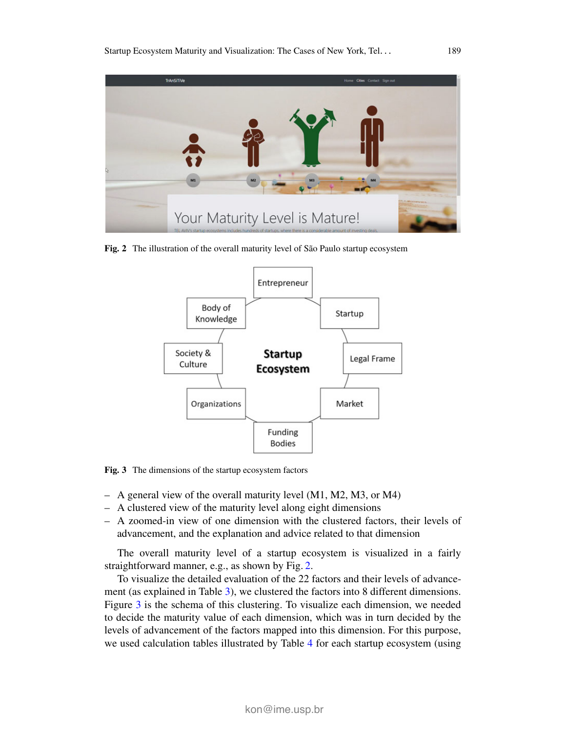**Fig. 2** The illustration of the overall maturity level of São Paulo startup ecosystem

**Fig. 3** The dimensions of the startup ecosystem factors

- A general view of the overall maturity level (M1, M2, M3, or M4)
- A clustered view of the maturity level along eight dimensions
- A zoomed-in view of one dimension with the clustered factors, their levels of advancement, and the explanation and advice related to that dimension

The overall maturity level of a startup ecosystem is visualized in a fairly straightforward manner, e.g., as shown by Fig. 2.

To visualize the detailed evaluation of the 22 factors and their levels of advancement (as explained in Table 3), we clustered the factors into 8 different dimensions. Figure 3 is the schema of this clustering. To visualize each dimension, we needed to decide the maturity value of each dimension, which was in turn decided by the levels of advancement of the factors mapped into this dimension. For this purpose, we used calculation tables illustrated by Table 4 for each startup ecosystem (using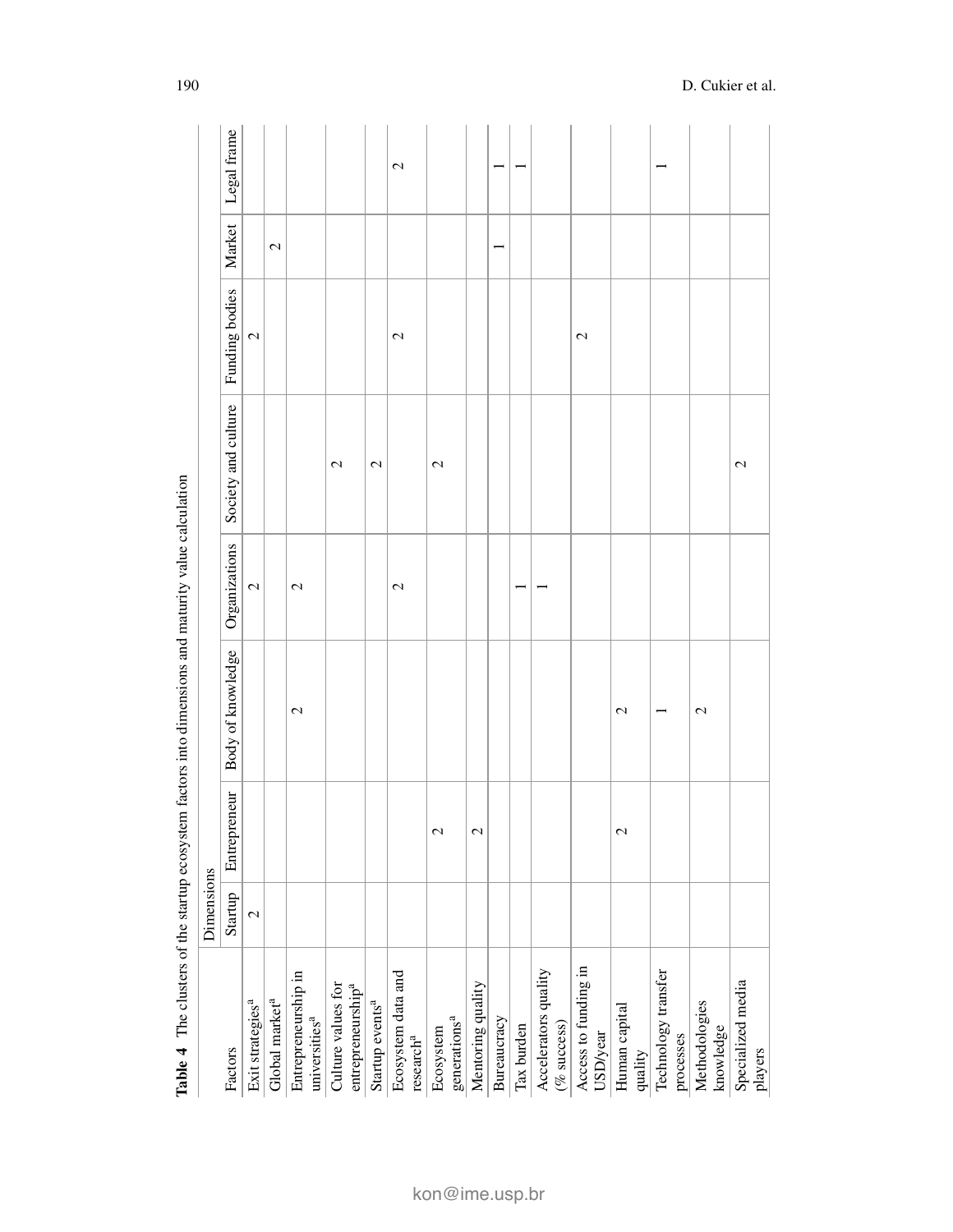**Table 4** The clusters of the startup ecosystem factors into dimensions and maturity value calculation

| Factors | Dimensions | | | | | | | |
|---|---|---|---|---|---|---|---|---|
| | Startup | Entrepreneur | Body of knowledge | Organizations | Society and culture | Funding bodies | Market | Legal frame |
| Exit strategies[a] | 2 | | | 2 | | 2 | | |
| Global market[a] | | | | | | | 2 | |
| Entrepreneurship in universities[a] | | | 2 | 2 | | | | |
| Culture values for entrepreneurship[a] | | | | | 2 | | | |
| Startup events[a] | | | | | 2 | | | |
| Ecosystem data and research[a] | | | | 2 | | 2 | | 2 |
| Ecosystem generations[a] | | 2 | | | 2 | | | |
| Mentoring quality | | 2 | | | | | | |
| Bureaucracy | | | | | | | 1 | 1 |
| Tax burden | | | | 1 | | | | 1 |
| Accelerators quality (% success) | | | | 1 | | | | |
| Access to funding in USD/year | | | | | | 2 | | |
| Human capital quality | | 2 | 2 | | | | | |
| Technology transfer processes | | | 1 | | | | | 1 |
| Methodologies knowledge | | | 2 | | | | | |
| Specialized media players | | | | | 2 | | | |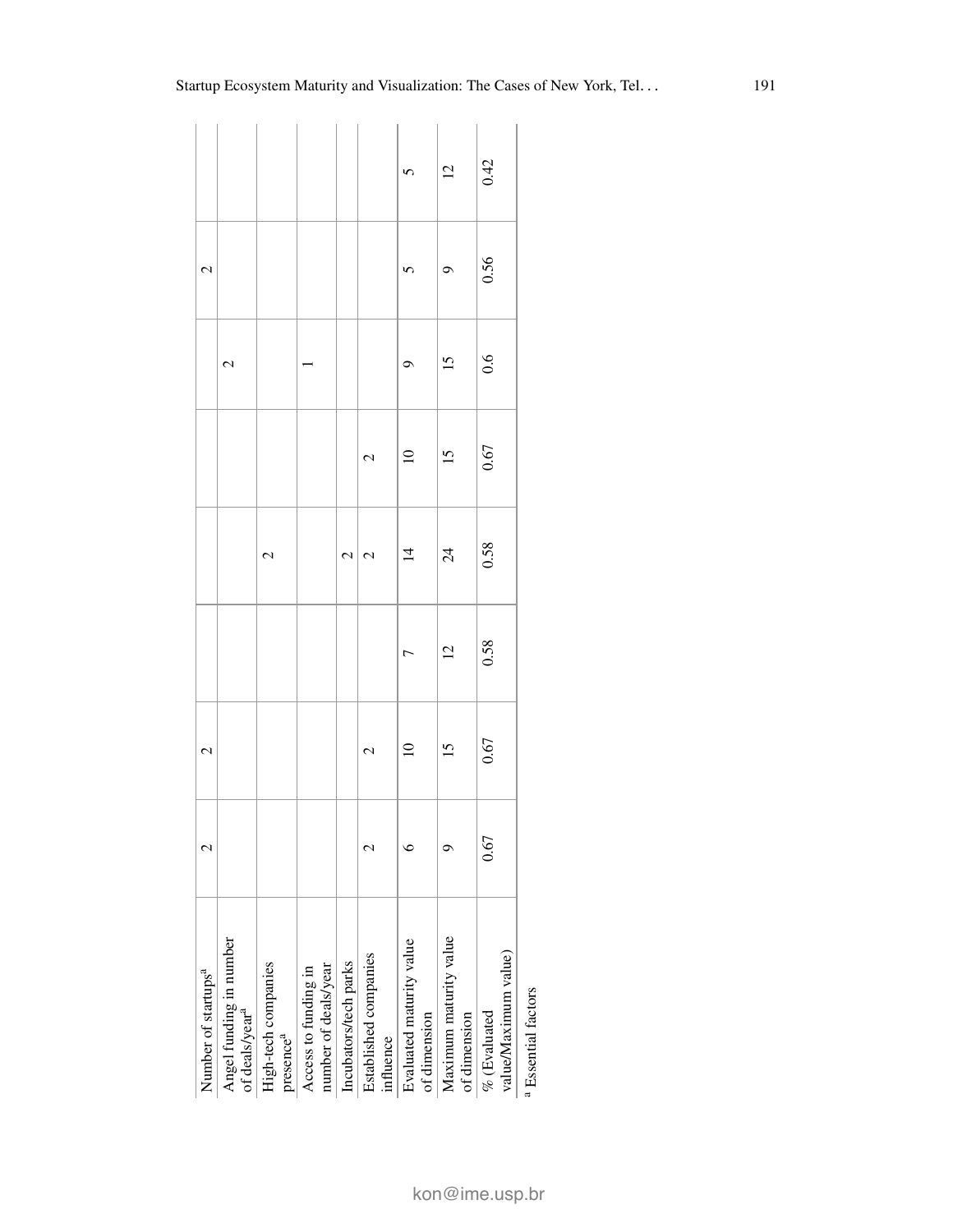| | | | | | | | | |
|---|---|---|---|---|---|---|---|---|
| Number of startups[a] | 2 | 2 | | | | | 2 | |
| Angel funding in number of deals/year[a] | | | | | | 2 | | |
| High-tech companies presence[a] | | | | 2 | | | | |
| Access to funding in number of deals/year | | | | | | 1 | | |
| Incubators/tech parks | | | | 2 | | | | |
| Established companies influence | 2 | 2 | | 2 | 2 | | | |
| Evaluated maturity value of dimension | 6 | 10 | 7 | 14 | 10 | 9 | 5 | 5 |
| Maximum maturity value of dimension | 9 | 15 | 12 | 24 | 15 | 15 | 9 | 12 |
| % (Evaluated value/Maximum value) | 0.67 | 0.67 | 0.58 | 0.58 | 0.67 | 0.6 | 0.56 | 0.42 |

[a] Essential factors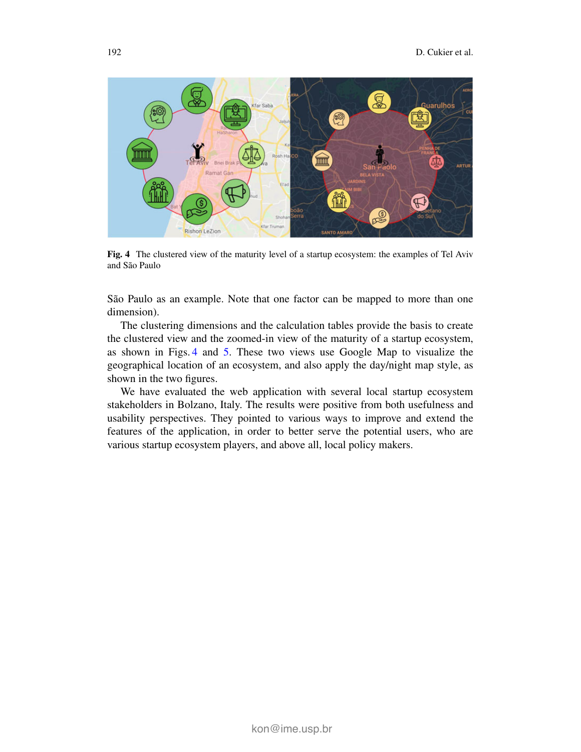**Fig. 4** The clustered view of the maturity level of a startup ecosystem: the examples of Tel Aviv and São Paulo

São Paulo as an example. Note that one factor can be mapped to more than one dimension).

The clustering dimensions and the calculation tables provide the basis to create the clustered view and the zoomed-in view of the maturity of a startup ecosystem, as shown in Figs. 4 and 5. These two views use Google Map to visualize the geographical location of an ecosystem, and also apply the day/night map style, as shown in the two figures.

We have evaluated the web application with several local startup ecosystem stakeholders in Bolzano, Italy. The results were positive from both usefulness and usability perspectives. They pointed to various ways to improve and extend the features of the application, in order to better serve the potential users, who are various startup ecosystem players, and above all, local policy makers.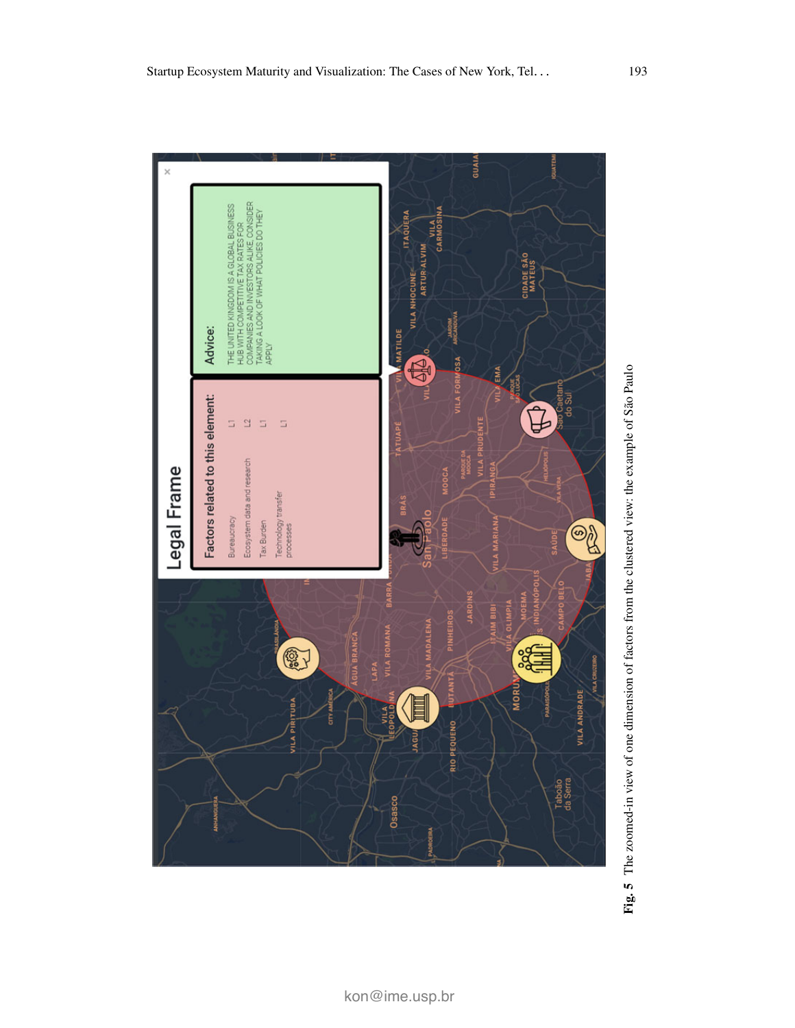**Fig. 5** The zoomed-in view of one dimension of factors from the clustered view: the example of São Paulo

kon@ime.usp.br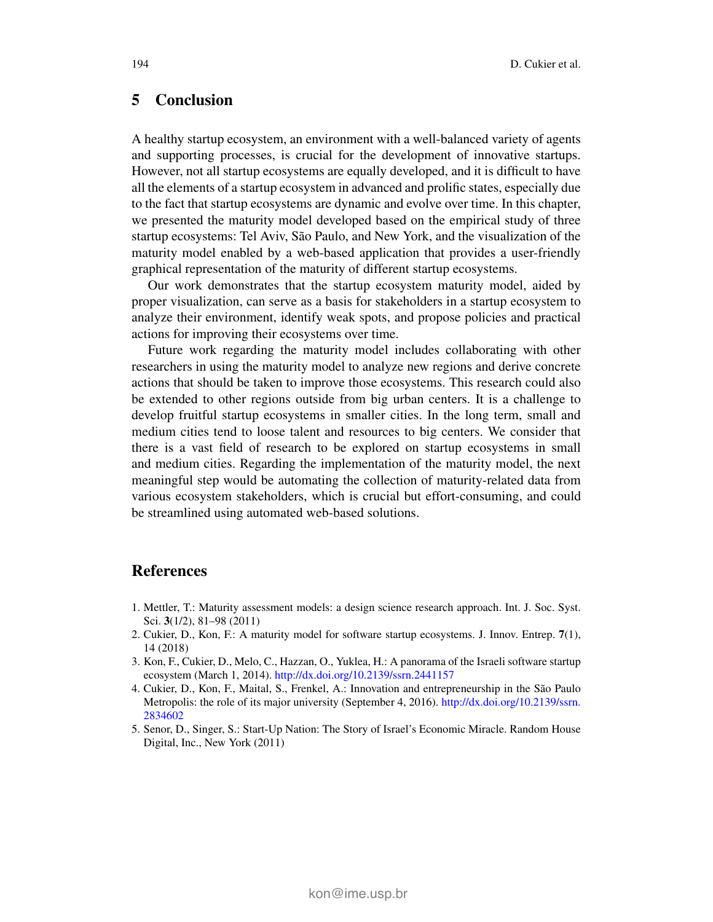## 5 Conclusion

A healthy startup ecosystem, an environment with a well-balanced variety of agents and supporting processes, is crucial for the development of innovative startups. However, not all startup ecosystems are equally developed, and it is difficult to have all the elements of a startup ecosystem in advanced and prolific states, especially due to the fact that startup ecosystems are dynamic and evolve over time. In this chapter, we presented the maturity model developed based on the empirical study of three startup ecosystems: Tel Aviv, São Paulo, and New York, and the visualization of the maturity model enabled by a web-based application that provides a user-friendly graphical representation of the maturity of different startup ecosystems.

Our work demonstrates that the startup ecosystem maturity model, aided by proper visualization, can serve as a basis for stakeholders in a startup ecosystem to analyze their environment, identify weak spots, and propose policies and practical actions for improving their ecosystems over time.

Future work regarding the maturity model includes collaborating with other researchers in using the maturity model to analyze new regions and derive concrete actions that should be taken to improve those ecosystems. This research could also be extended to other regions outside from big urban centers. It is a challenge to develop fruitful startup ecosystems in smaller cities. In the long term, small and medium cities tend to loose talent and resources to big centers. We consider that there is a vast field of research to be explored on startup ecosystems in small and medium cities. Regarding the implementation of the maturity model, the next meaningful step would be automating the collection of maturity-related data from various ecosystem stakeholders, which is crucial but effort-consuming, and could be streamlined using automated web-based solutions.

## References

1. Mettler, T.: Maturity assessment models: a design science research approach. Int. J. Soc. Syst. Sci. **3**(1/2), 81–98 (2011)
2. Cukier, D., Kon, F.: A maturity model for software startup ecosystems. J. Innov. Entrep. **7**(1), 14 (2018)
3. Kon, F., Cukier, D., Melo, C., Hazzan, O., Yuklea, H.: A panorama of the Israeli software startup ecosystem (March 1, 2014). http://dx.doi.org/10.2139/ssrn.2441157
4. Cukier, D., Kon, F., Maital, S., Frenkel, A.: Innovation and entrepreneurship in the São Paulo Metropolis: the role of its major university (September 4, 2016). http://dx.doi.org/10.2139/ssrn.2834602
5. Senor, D., Singer, S.: Start-Up Nation: The Story of Israel's Economic Miracle. Random House Digital, Inc., New York (2011)